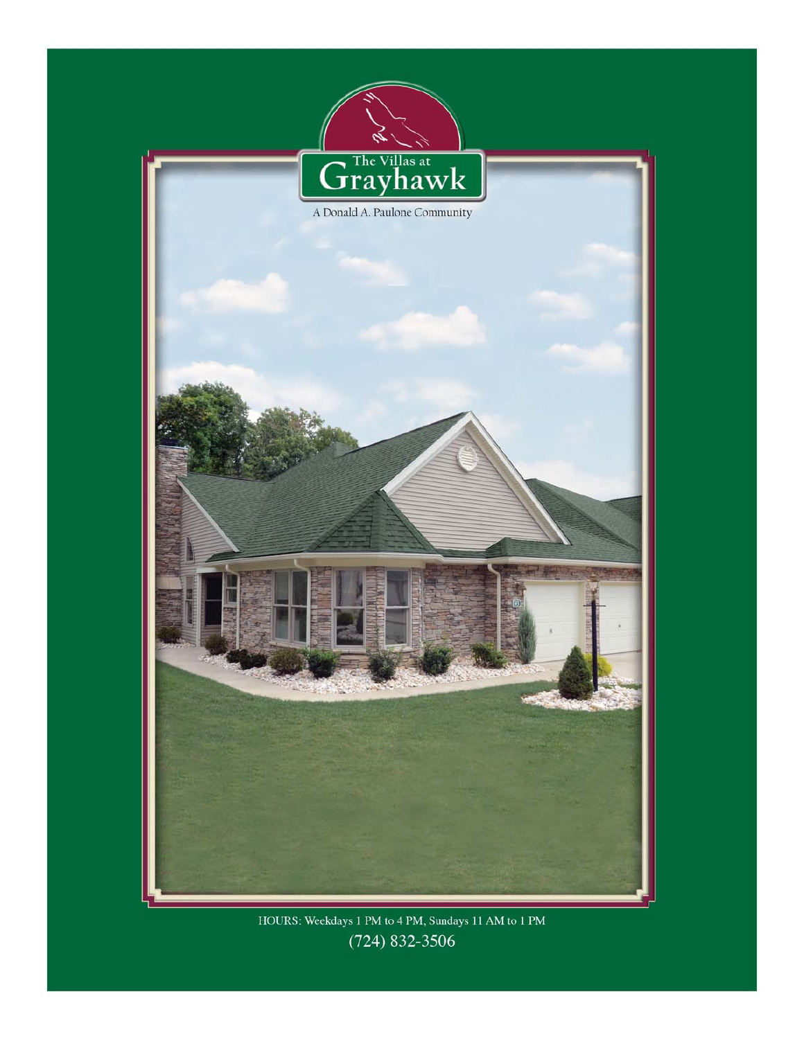# The Villas at Grayhawk

A Donald A. Paulone Community

HOURS: Weekdays 1 PM to 4 PM, Sundays 11 AM to 1 PM

(724) 832-3506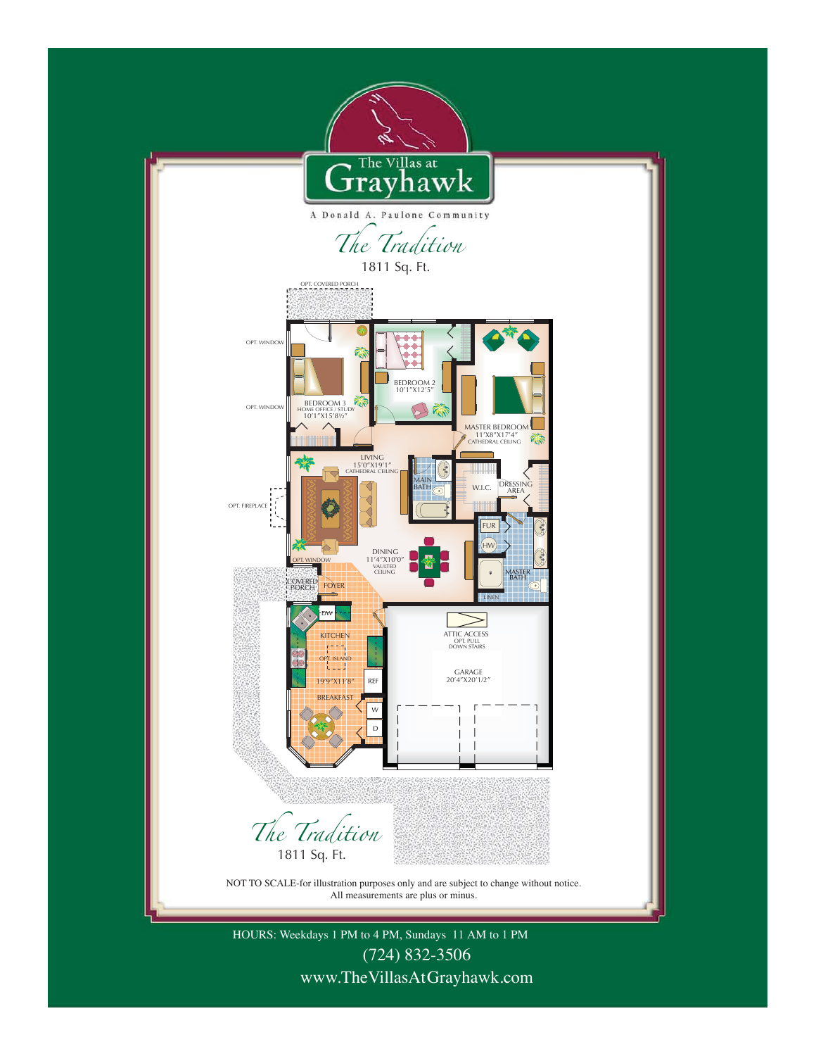The Villas at Grayhawk

A Donald A. Paulone Community

# *The Tradition*

1811 Sq. Ft.

OPT. COVERED PORCH

OPT. WINDOW

OPT. WINDOW

BEDROOM 3
HOME OFFICE / STUDY
10'1"X15'8½"

BEDROOM 2
10'1"X12'5"

MASTER BEDROOM
11'X8"X17'4"
CATHEDRAL CEILING

LIVING
15'0"X19'1"
CATHEDRAL CEILING

MAIN BATH

W.I.C.

DRESSING AREA

OPT. FIREPLACE

FUR

HW

MASTER BATH

LINEN

DINING
11'4"X10'0"
VAULTED CEILING

OPT. WINDOW

COVERED PORCH

FOYER

DW

KITCHEN

OPT. ISLAND

19'9"X11'8"

REF

BREAKFAST

W

D

ATTIC ACCESS
OPT. PULL DOWN STAIRS

GARAGE
20'4"X20'1/2"

*The Tradition*

1811 Sq. Ft.

NOT TO SCALE-for illustration purposes only and are subject to change without notice.
All measurements are plus or minus.

HOURS: Weekdays 1 PM to 4 PM, Sundays 11 AM to 1 PM

(724) 832-3506

www.TheVillasAtGrayhawk.com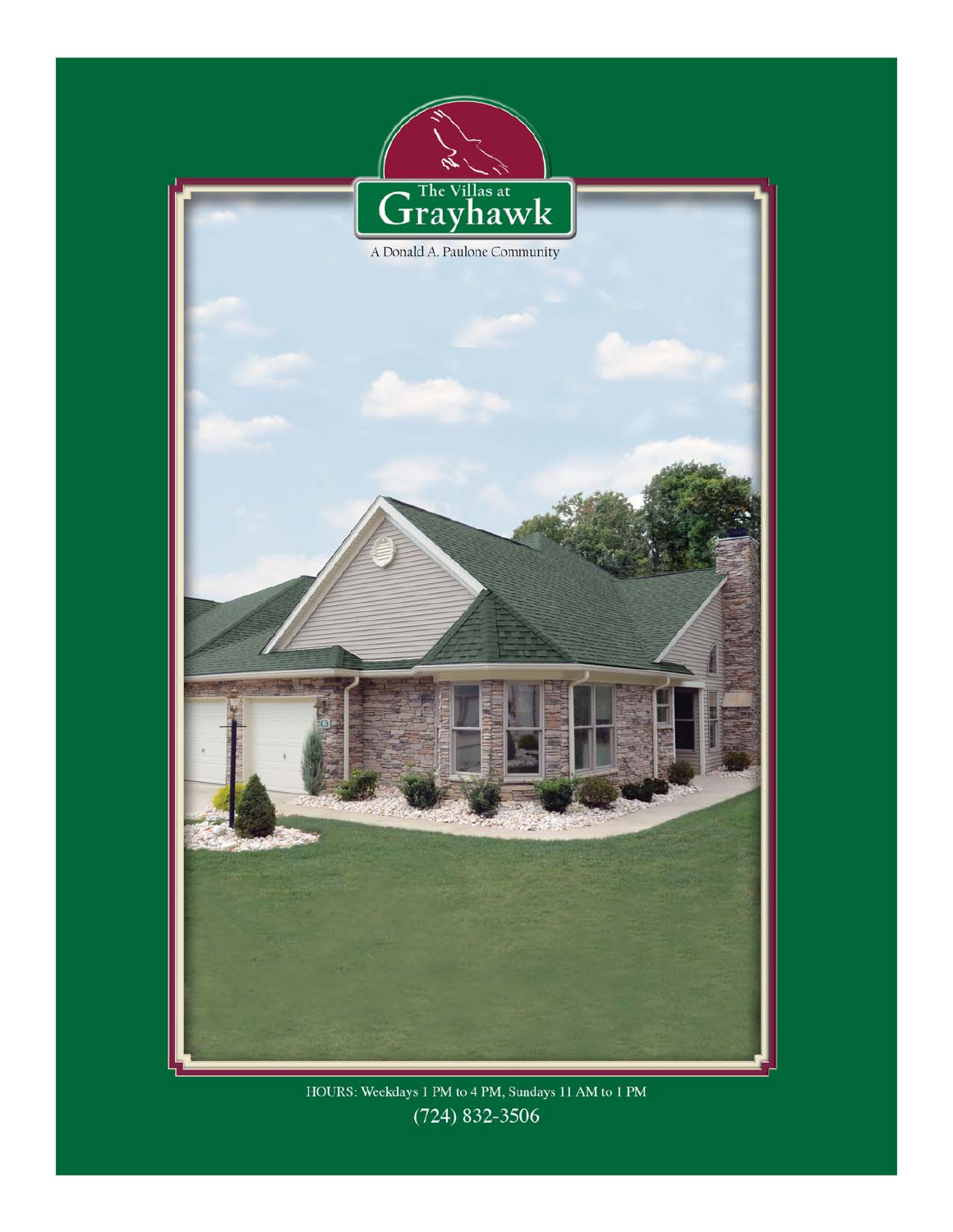The Villas at

# Grayhawk

A Donald A. Paulone Community

HOURS: Weekdays 1 PM to 4 PM, Sundays 11 AM to 1 PM

(724) 832-3506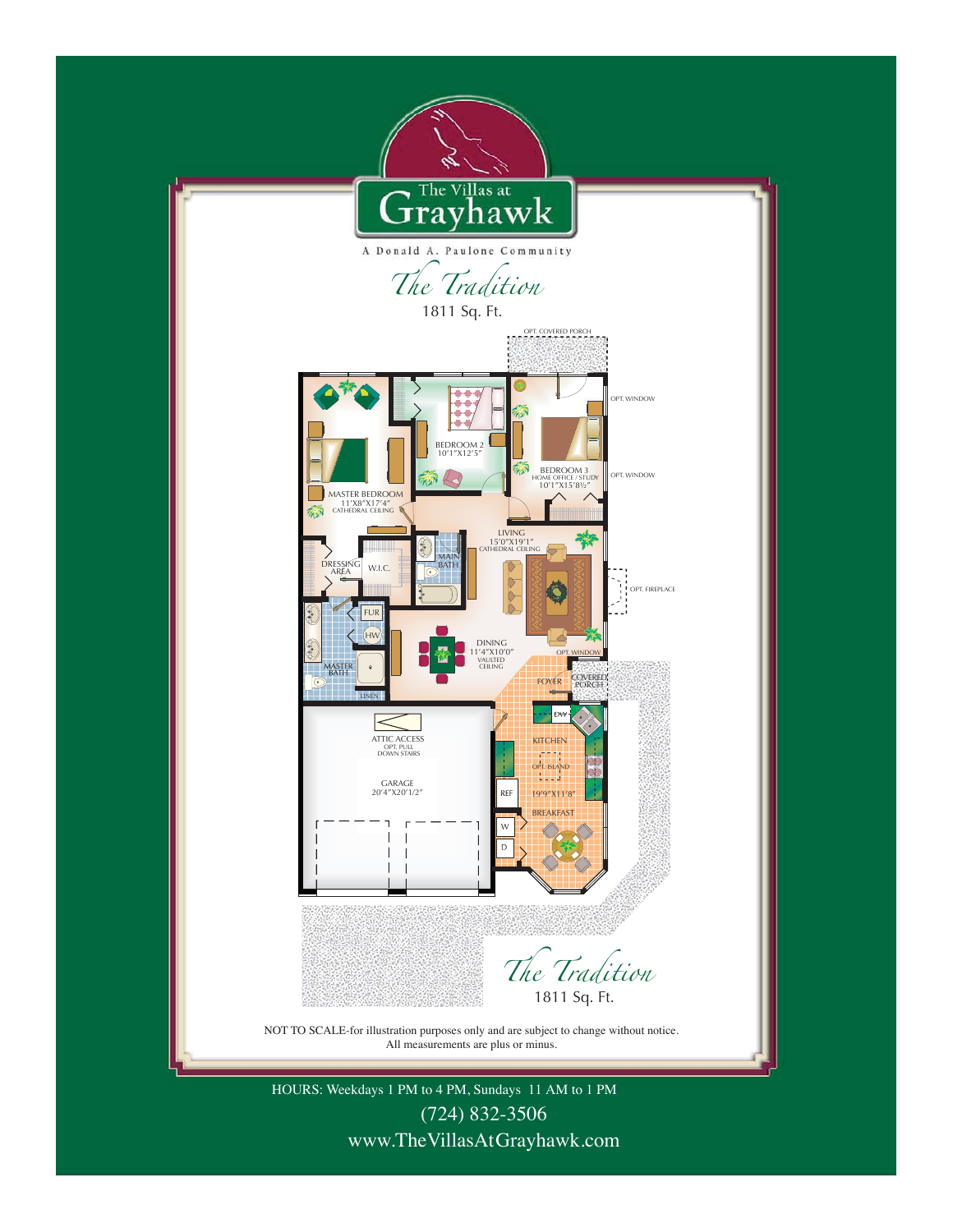# The Villas at Grayhawk

A Donald A. Paulone Community

## *The Tradition*

1811 Sq. Ft.

OPT. COVERED PORCH

OPT. WINDOW

OPT. WINDOW

BEDROOM 2
10'1"X12'5"

BEDROOM 3
HOME OFFICE / STUDY
10'1"X15'8½"

MASTER BEDROOM
11'X8"X17'4"
CATHEDRAL CEILING

LIVING
15'0"X19'1"
CATHEDRAL CEILING

DRESSING AREA

W.I.C.

MAIN BATH

OPT. FIREPLACE

FUR

HW

MASTER BATH

LINEN

DINING
11'4"X10'0"
VAULTED CEILING

OPT. WINDOW

FOYER

COVERED PORCH

D/W

ATTIC ACCESS
OPT. PULL DOWN STAIRS

KITCHEN

OPT. ISLAND

GARAGE
20'4"X20'1/2"

REF

19'9"X11'8"

BREAKFAST

W

D

*The Tradition*

1811 Sq. Ft.

NOT TO SCALE-for illustration purposes only and are subject to change without notice.
All measurements are plus or minus.

HOURS: Weekdays 1 PM to 4 PM, Sundays 11 AM to 1 PM

(724) 832-3506

www.TheVillasAtGrayhawk.com